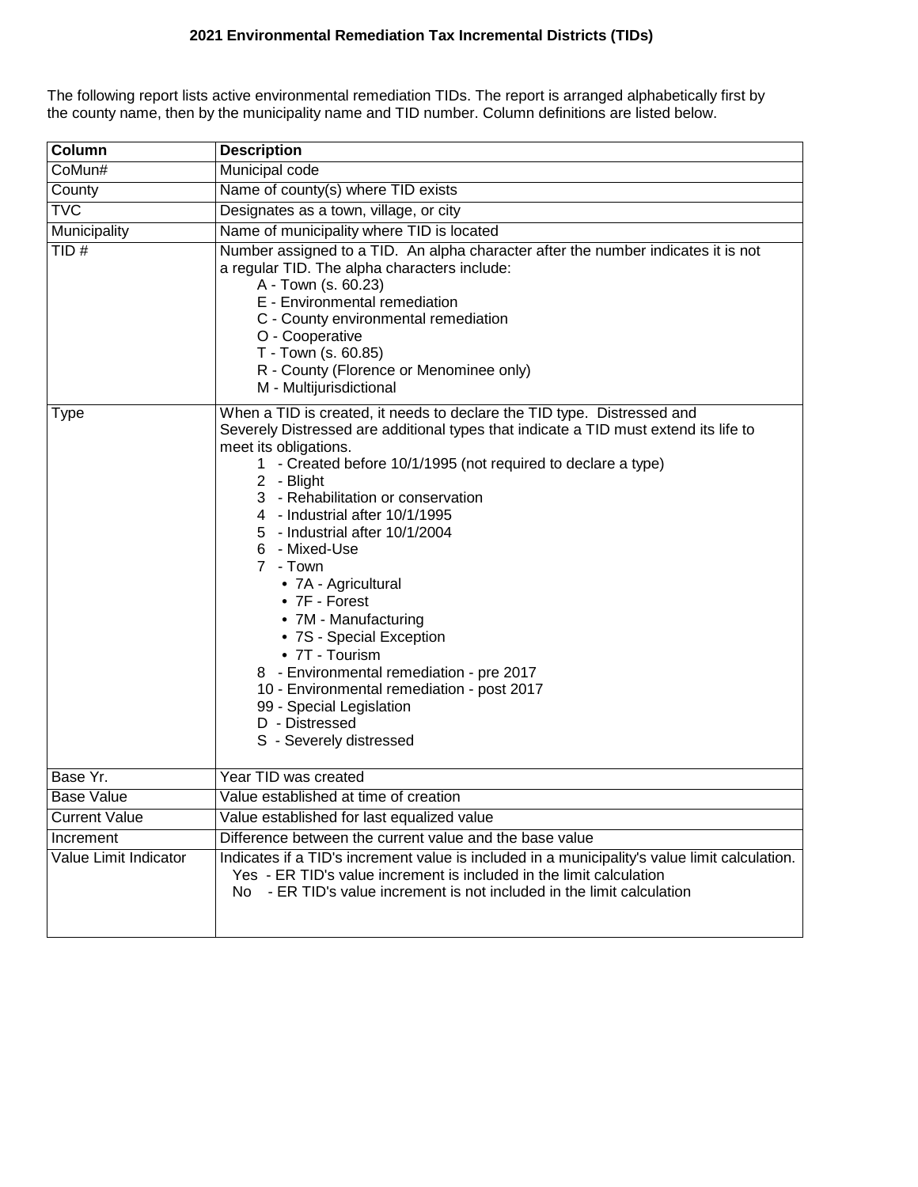# 2021 Environmental Remediation Tax Incremental Districts (TIDs)

The following report lists active environmental remediation TIDs. The report is arranged alphabetically first by the county name, then by the municipality name and TID number. Column definitions are listed below.

| Column | Description |
|---|---|
| CoMun# | Municipal code |
| County | Name of county(s) where TID exists |
| TVC | Designates as a town, village, or city |
| Municipality | Name of municipality where TID is located |
| TID # | Number assigned to a TID. An alpha character after the number indicates it is not a regular TID. The alpha characters include:<br>A - Town (s. 60.23)<br>E - Environmental remediation<br>C - County environmental remediation<br>O - Cooperative<br>T - Town (s. 60.85)<br>R - County (Florence or Menominee only)<br>M - Multijurisdictional |
| Type | When a TID is created, it needs to declare the TID type. Distressed and Severely Distressed are additional types that indicate a TID must extend its life to meet its obligations.<br>1 - Created before 10/1/1995 (not required to declare a type)<br>2 - Blight<br>3 - Rehabilitation or conservation<br>4 - Industrial after 10/1/1995<br>5 - Industrial after 10/1/2004<br>6 - Mixed-Use<br>7 - Town<br>• 7A - Agricultural<br>• 7F - Forest<br>• 7M - Manufacturing<br>• 7S - Special Exception<br>• 7T - Tourism<br>8 - Environmental remediation - pre 2017<br>10 - Environmental remediation - post 2017<br>99 - Special Legislation<br>D - Distressed<br>S - Severely distressed |
| Base Yr. | Year TID was created |
| Base Value | Value established at time of creation |
| Current Value | Value established for last equalized value |
| Increment | Difference between the current value and the base value |
| Value Limit Indicator | Indicates if a TID's increment value is included in a municipality's value limit calculation.<br>Yes - ER TID's value increment is included in the limit calculation<br>No - ER TID's value increment is not included in the limit calculation |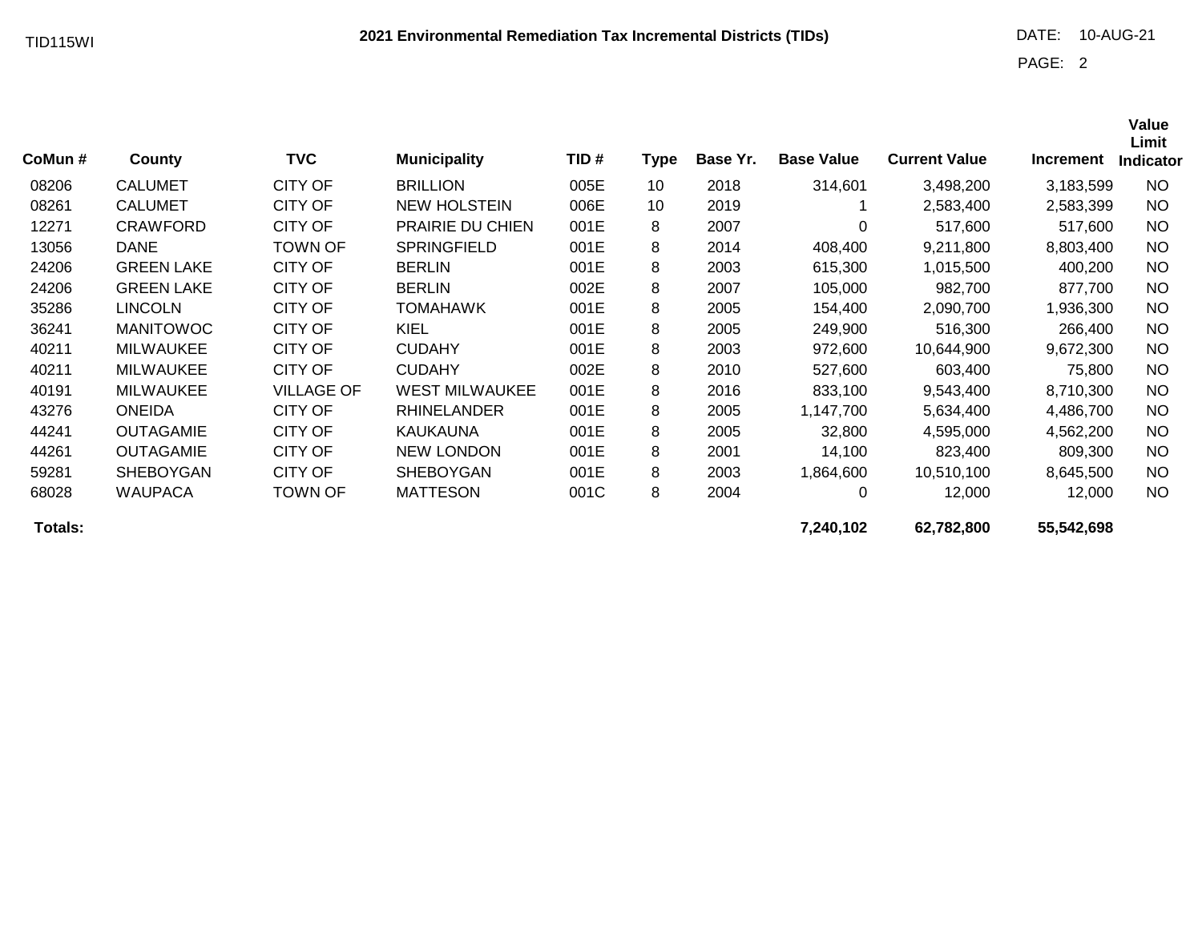TID115WI

# 2021 Environmental Remediation Tax Incremental Districts (TIDs)

DATE: 10-AUG-21

| CoMun # | County | TVC | Municipality | TID # | Type | Base Yr. | Base Value | Current Value | Increment | Value Limit Indicator |
|---|---|---|---|---|---|---|---|---|---|---|
| 08206 | CALUMET | CITY OF | BRILLION | 005E | 10 | 2018 | 314,601 | 3,498,200 | 3,183,599 | NO |
| 08261 | CALUMET | CITY OF | NEW HOLSTEIN | 006E | 10 | 2019 | 1 | 2,583,400 | 2,583,399 | NO |
| 12271 | CRAWFORD | CITY OF | PRAIRIE DU CHIEN | 001E | 8 | 2007 | 0 | 517,600 | 517,600 | NO |
| 13056 | DANE | TOWN OF | SPRINGFIELD | 001E | 8 | 2014 | 408,400 | 9,211,800 | 8,803,400 | NO |
| 24206 | GREEN LAKE | CITY OF | BERLIN | 001E | 8 | 2003 | 615,300 | 1,015,500 | 400,200 | NO |
| 24206 | GREEN LAKE | CITY OF | BERLIN | 002E | 8 | 2007 | 105,000 | 982,700 | 877,700 | NO |
| 35286 | LINCOLN | CITY OF | TOMAHAWK | 001E | 8 | 2005 | 154,400 | 2,090,700 | 1,936,300 | NO |
| 36241 | MANITOWOC | CITY OF | KIEL | 001E | 8 | 2005 | 249,900 | 516,300 | 266,400 | NO |
| 40211 | MILWAUKEE | CITY OF | CUDAHY | 001E | 8 | 2003 | 972,600 | 10,644,900 | 9,672,300 | NO |
| 40211 | MILWAUKEE | CITY OF | CUDAHY | 002E | 8 | 2010 | 527,600 | 603,400 | 75,800 | NO |
| 40191 | MILWAUKEE | VILLAGE OF | WEST MILWAUKEE | 001E | 8 | 2016 | 833,100 | 9,543,400 | 8,710,300 | NO |
| 43276 | ONEIDA | CITY OF | RHINELANDER | 001E | 8 | 2005 | 1,147,700 | 5,634,400 | 4,486,700 | NO |
| 44241 | OUTAGAMIE | CITY OF | KAUKAUNA | 001E | 8 | 2005 | 32,800 | 4,595,000 | 4,562,200 | NO |
| 44261 | OUTAGAMIE | CITY OF | NEW LONDON | 001E | 8 | 2001 | 14,100 | 823,400 | 809,300 | NO |
| 59281 | SHEBOYGAN | CITY OF | SHEBOYGAN | 001E | 8 | 2003 | 1,864,600 | 10,510,100 | 8,645,500 | NO |
| 68028 | WAUPACA | TOWN OF | MATTESON | 001C | 8 | 2004 | 0 | 12,000 | 12,000 | NO |
| **Totals:** | | | | | | | **7,240,102** | **62,782,800** | **55,542,698** | |